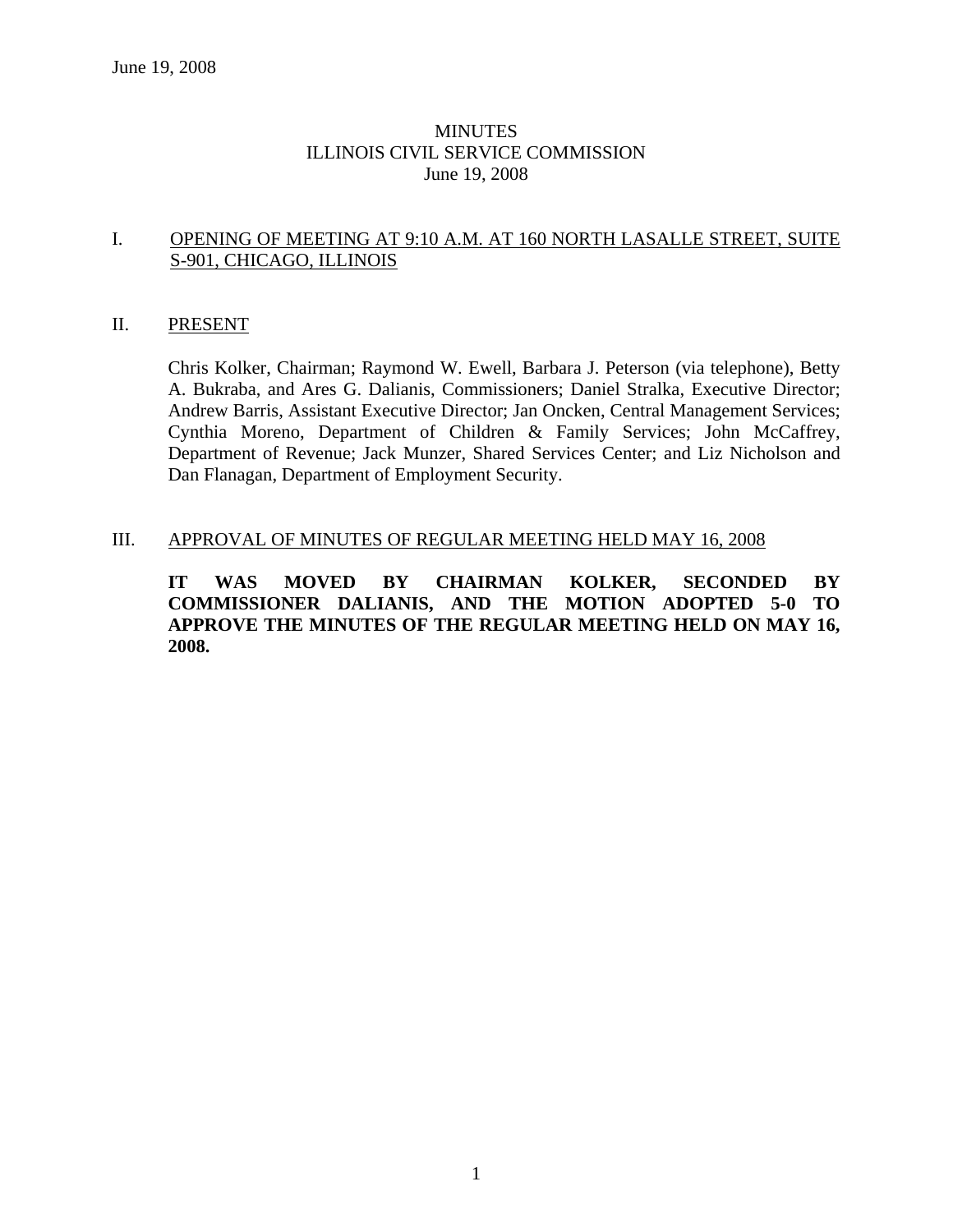# MINUTES
## ILLINOIS CIVIL SERVICE COMMISSION
### June 19, 2008

I. OPENING OF MEETING AT 9:10 A.M. AT 160 NORTH LASALLE STREET, SUITE S-901, CHICAGO, ILLINOIS

II. PRESENT

Chris Kolker, Chairman; Raymond W. Ewell, Barbara J. Peterson (via telephone), Betty A. Bukraba, and Ares G. Dalianis, Commissioners; Daniel Stralka, Executive Director; Andrew Barris, Assistant Executive Director; Jan Oncken, Central Management Services; Cynthia Moreno, Department of Children & Family Services; John McCaffrey, Department of Revenue; Jack Munzer, Shared Services Center; and Liz Nicholson and Dan Flanagan, Department of Employment Security.

III. APPROVAL OF MINUTES OF REGULAR MEETING HELD MAY 16, 2008

**IT WAS MOVED BY CHAIRMAN KOLKER, SECONDED BY COMMISSIONER DALIANIS, AND THE MOTION ADOPTED 5-0 TO APPROVE THE MINUTES OF THE REGULAR MEETING HELD ON MAY 16, 2008.**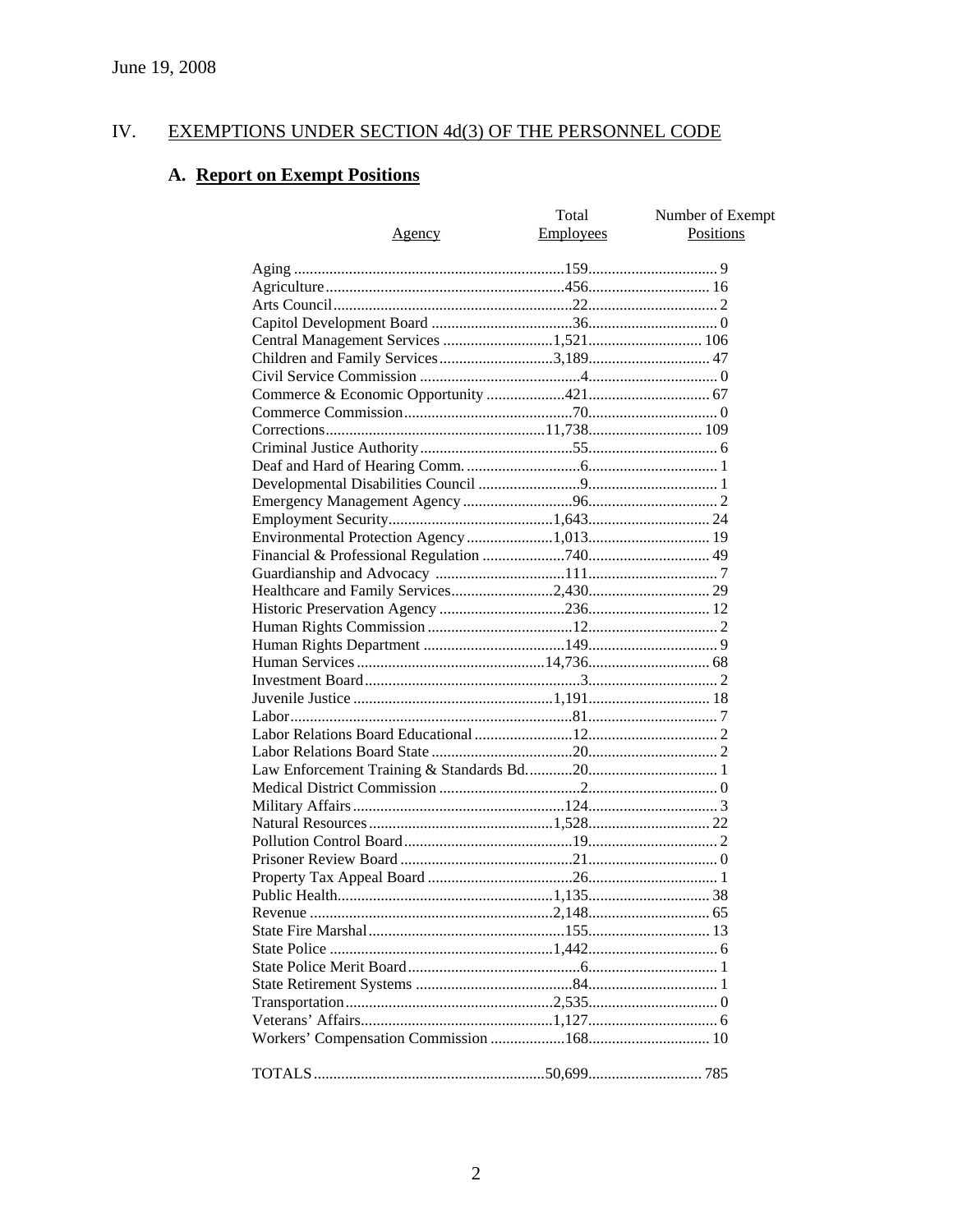June 19, 2008

## IV. EXEMPTIONS UNDER SECTION 4d(3) OF THE PERSONNEL CODE

### A. Report on Exempt Positions

| Agency | Total Employees | Number of Exempt Positions |
|---|---|---|
| Aging | 159 | 9 |
| Agriculture | 456 | 16 |
| Arts Council | 22 | 2 |
| Capitol Development Board | 36 | 0 |
| Central Management Services | 1,521 | 106 |
| Children and Family Services | 3,189 | 47 |
| Civil Service Commission | 4 | 0 |
| Commerce & Economic Opportunity | 421 | 67 |
| Commerce Commission | 70 | 0 |
| Corrections | 11,738 | 109 |
| Criminal Justice Authority | 55 | 6 |
| Deaf and Hard of Hearing Comm. | 6 | 1 |
| Developmental Disabilities Council | 9 | 1 |
| Emergency Management Agency | 96 | 2 |
| Employment Security | 1,643 | 24 |
| Environmental Protection Agency | 1,013 | 19 |
| Financial & Professional Regulation | 740 | 49 |
| Guardianship and Advocacy | 111 | 7 |
| Healthcare and Family Services | 2,430 | 29 |
| Historic Preservation Agency | 236 | 12 |
| Human Rights Commission | 12 | 2 |
| Human Rights Department | 149 | 9 |
| Human Services | 14,736 | 68 |
| Investment Board | 3 | 2 |
| Juvenile Justice | 1,191 | 18 |
| Labor | 81 | 7 |
| Labor Relations Board Educational | 12 | 2 |
| Labor Relations Board State | 20 | 2 |
| Law Enforcement Training & Standards Bd. | 20 | 1 |
| Medical District Commission | 2 | 0 |
| Military Affairs | 124 | 3 |
| Natural Resources | 1,528 | 22 |
| Pollution Control Board | 19 | 2 |
| Prisoner Review Board | 21 | 0 |
| Property Tax Appeal Board | 26 | 1 |
| Public Health | 1,135 | 38 |
| Revenue | 2,148 | 65 |
| State Fire Marshal | 155 | 13 |
| State Police | 1,442 | 6 |
| State Police Merit Board | 6 | 1 |
| State Retirement Systems | 84 | 1 |
| Transportation | 2,535 | 0 |
| Veterans' Affairs | 1,127 | 6 |
| Workers' Compensation Commission | 168 | 10 |
| TOTALS | 50,699 | 785 |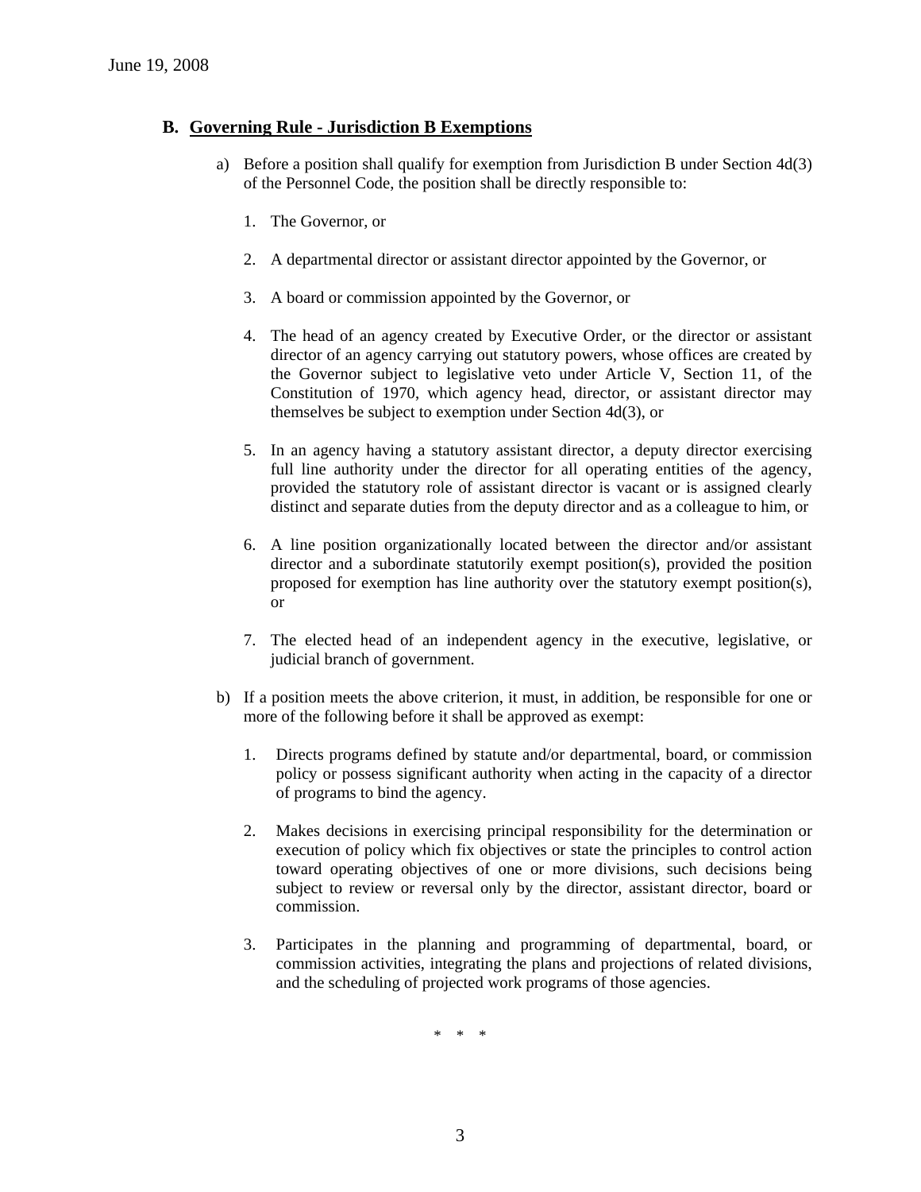June 19, 2008

## B. Governing Rule - Jurisdiction B Exemptions

a) Before a position shall qualify for exemption from Jurisdiction B under Section 4d(3) of the Personnel Code, the position shall be directly responsible to:

1. The Governor, or

2. A departmental director or assistant director appointed by the Governor, or

3. A board or commission appointed by the Governor, or

4. The head of an agency created by Executive Order, or the director or assistant director of an agency carrying out statutory powers, whose offices are created by the Governor subject to legislative veto under Article V, Section 11, of the Constitution of 1970, which agency head, director, or assistant director may themselves be subject to exemption under Section 4d(3), or

5. In an agency having a statutory assistant director, a deputy director exercising full line authority under the director for all operating entities of the agency, provided the statutory role of assistant director is vacant or is assigned clearly distinct and separate duties from the deputy director and as a colleague to him, or

6. A line position organizationally located between the director and/or assistant director and a subordinate statutorily exempt position(s), provided the position proposed for exemption has line authority over the statutory exempt position(s), or

7. The elected head of an independent agency in the executive, legislative, or judicial branch of government.

b) If a position meets the above criterion, it must, in addition, be responsible for one or more of the following before it shall be approved as exempt:

1. Directs programs defined by statute and/or departmental, board, or commission policy or possess significant authority when acting in the capacity of a director of programs to bind the agency.

2. Makes decisions in exercising principal responsibility for the determination or execution of policy which fix objectives or state the principles to control action toward operating objectives of one or more divisions, such decisions being subject to review or reversal only by the director, assistant director, board or commission.

3. Participates in the planning and programming of departmental, board, or commission activities, integrating the plans and projections of related divisions, and the scheduling of projected work programs of those agencies.

\* \* \*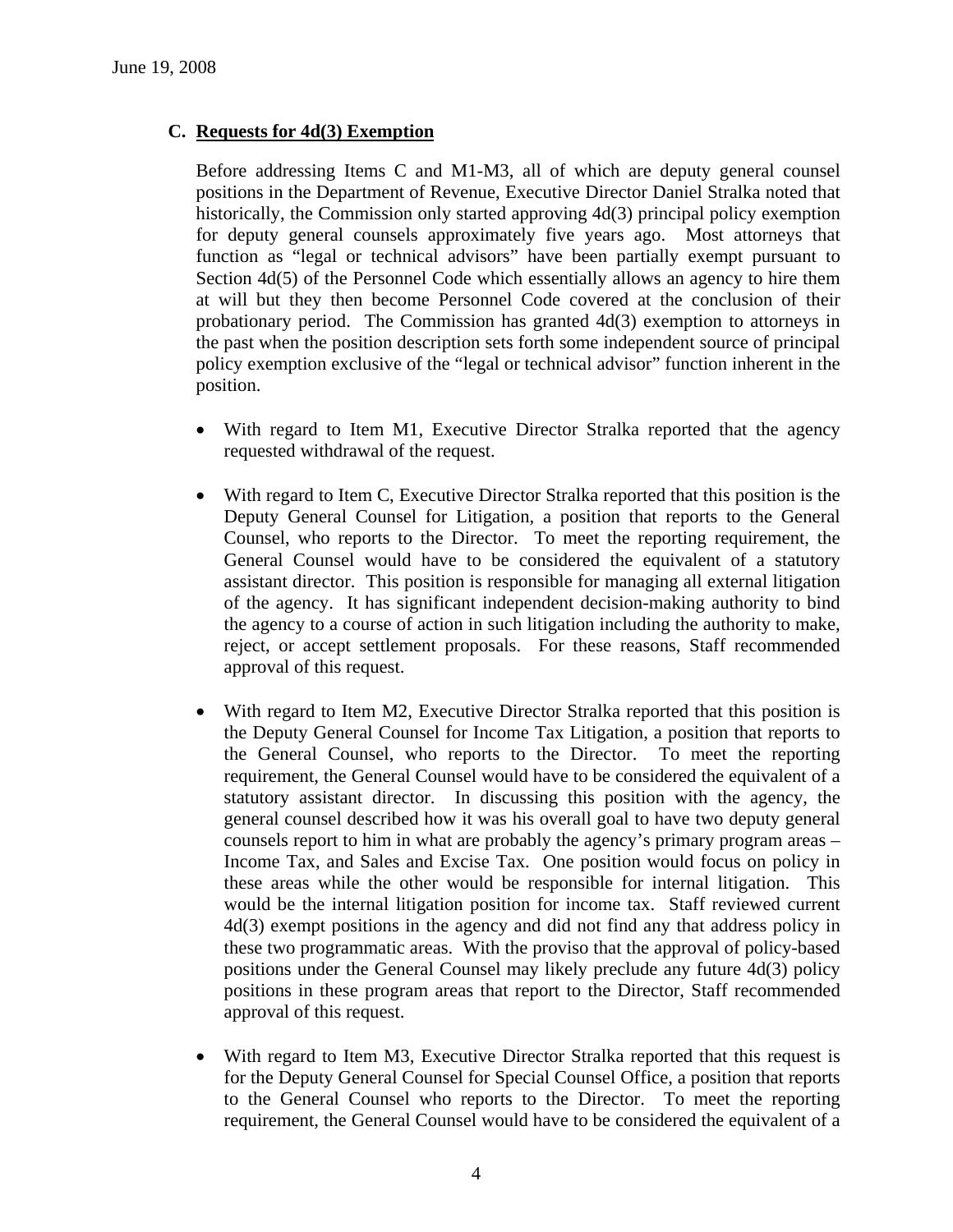### C. **Requests for 4d(3) Exemption**

Before addressing Items C and M1-M3, all of which are deputy general counsel positions in the Department of Revenue, Executive Director Daniel Stralka noted that historically, the Commission only started approving 4d(3) principal policy exemption for deputy general counsels approximately five years ago. Most attorneys that function as "legal or technical advisors" have been partially exempt pursuant to Section 4d(5) of the Personnel Code which essentially allows an agency to hire them at will but they then become Personnel Code covered at the conclusion of their probationary period. The Commission has granted 4d(3) exemption to attorneys in the past when the position description sets forth some independent source of principal policy exemption exclusive of the "legal or technical advisor" function inherent in the position.

- With regard to Item M1, Executive Director Stralka reported that the agency requested withdrawal of the request.

- With regard to Item C, Executive Director Stralka reported that this position is the Deputy General Counsel for Litigation, a position that reports to the General Counsel, who reports to the Director. To meet the reporting requirement, the General Counsel would have to be considered the equivalent of a statutory assistant director. This position is responsible for managing all external litigation of the agency. It has significant independent decision-making authority to bind the agency to a course of action in such litigation including the authority to make, reject, or accept settlement proposals. For these reasons, Staff recommended approval of this request.

- With regard to Item M2, Executive Director Stralka reported that this position is the Deputy General Counsel for Income Tax Litigation, a position that reports to the General Counsel, who reports to the Director. To meet the reporting requirement, the General Counsel would have to be considered the equivalent of a statutory assistant director. In discussing this position with the agency, the general counsel described how it was his overall goal to have two deputy general counsels report to him in what are probably the agency's primary program areas – Income Tax, and Sales and Excise Tax. One position would focus on policy in these areas while the other would be responsible for internal litigation. This would be the internal litigation position for income tax. Staff reviewed current 4d(3) exempt positions in the agency and did not find any that address policy in these two programmatic areas. With the proviso that the approval of policy-based positions under the General Counsel may likely preclude any future 4d(3) policy positions in these program areas that report to the Director, Staff recommended approval of this request.

- With regard to Item M3, Executive Director Stralka reported that this request is for the Deputy General Counsel for Special Counsel Office, a position that reports to the General Counsel who reports to the Director. To meet the reporting requirement, the General Counsel would have to be considered the equivalent of a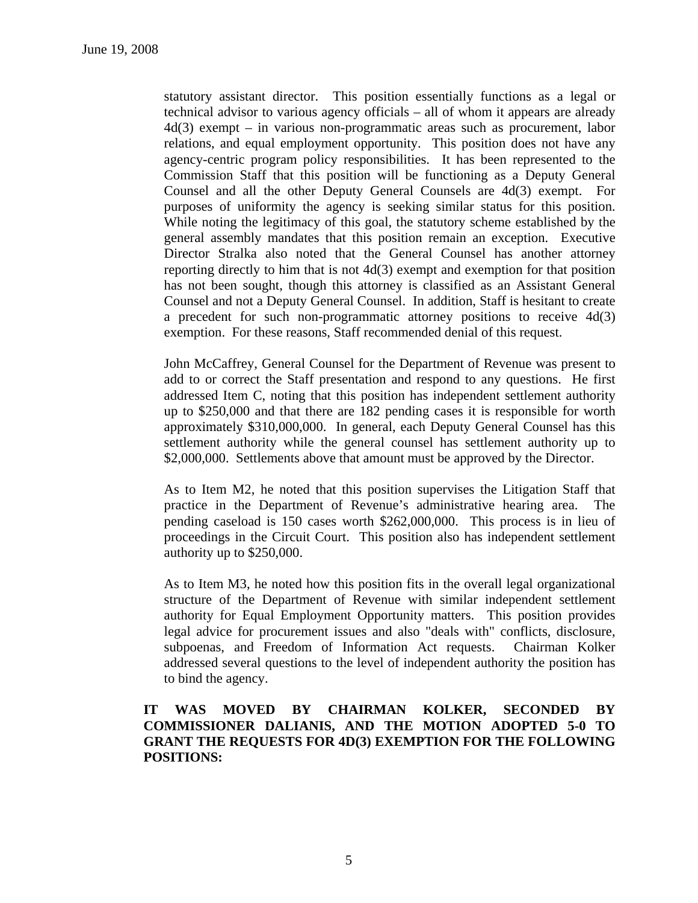statutory assistant director. This position essentially functions as a legal or technical advisor to various agency officials – all of whom it appears are already 4d(3) exempt – in various non-programmatic areas such as procurement, labor relations, and equal employment opportunity. This position does not have any agency-centric program policy responsibilities. It has been represented to the Commission Staff that this position will be functioning as a Deputy General Counsel and all the other Deputy General Counsels are 4d(3) exempt. For purposes of uniformity the agency is seeking similar status for this position. While noting the legitimacy of this goal, the statutory scheme established by the general assembly mandates that this position remain an exception. Executive Director Stralka also noted that the General Counsel has another attorney reporting directly to him that is not 4d(3) exempt and exemption for that position has not been sought, though this attorney is classified as an Assistant General Counsel and not a Deputy General Counsel. In addition, Staff is hesitant to create a precedent for such non-programmatic attorney positions to receive 4d(3) exemption. For these reasons, Staff recommended denial of this request.

John McCaffrey, General Counsel for the Department of Revenue was present to add to or correct the Staff presentation and respond to any questions. He first addressed Item C, noting that this position has independent settlement authority up to $250,000 and that there are 182 pending cases it is responsible for worth approximately $310,000,000. In general, each Deputy General Counsel has this settlement authority while the general counsel has settlement authority up to $2,000,000. Settlements above that amount must be approved by the Director.

As to Item M2, he noted that this position supervises the Litigation Staff that practice in the Department of Revenue's administrative hearing area. The pending caseload is 150 cases worth $262,000,000. This process is in lieu of proceedings in the Circuit Court. This position also has independent settlement authority up to $250,000.

As to Item M3, he noted how this position fits in the overall legal organizational structure of the Department of Revenue with similar independent settlement authority for Equal Employment Opportunity matters. This position provides legal advice for procurement issues and also "deals with" conflicts, disclosure, subpoenas, and Freedom of Information Act requests. Chairman Kolker addressed several questions to the level of independent authority the position has to bind the agency.

**IT WAS MOVED BY CHAIRMAN KOLKER, SECONDED BY COMMISSIONER DALIANIS, AND THE MOTION ADOPTED 5-0 TO GRANT THE REQUESTS FOR 4D(3) EXEMPTION FOR THE FOLLOWING POSITIONS:**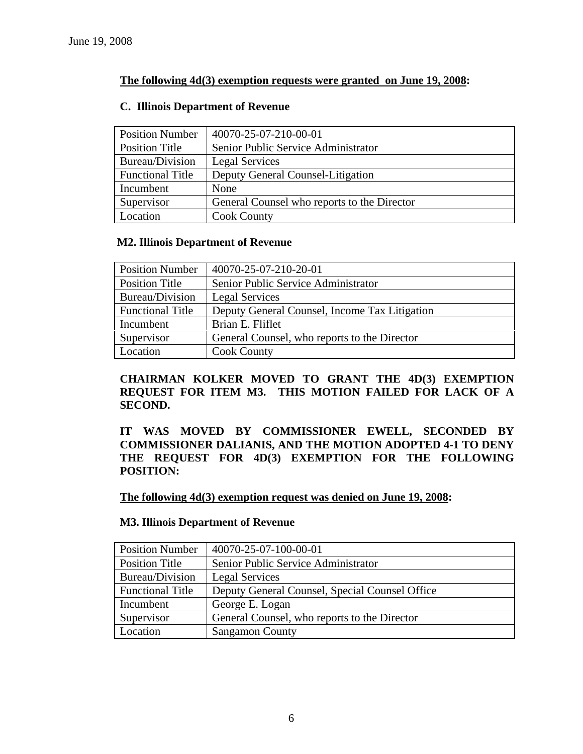June 19, 2008

**The following 4d(3) exemption requests were granted on June 19, 2008:**

**C. Illinois Department of Revenue**

| Position Number | 40070-25-07-210-00-01 |
|---|---|
| Position Title | Senior Public Service Administrator |
| Bureau/Division | Legal Services |
| Functional Title | Deputy General Counsel-Litigation |
| Incumbent | None |
| Supervisor | General Counsel who reports to the Director |
| Location | Cook County |

**M2. Illinois Department of Revenue**

| Position Number | 40070-25-07-210-20-01 |
|---|---|
| Position Title | Senior Public Service Administrator |
| Bureau/Division | Legal Services |
| Functional Title | Deputy General Counsel, Income Tax Litigation |
| Incumbent | Brian E. Fliflet |
| Supervisor | General Counsel, who reports to the Director |
| Location | Cook County |

**CHAIRMAN KOLKER MOVED TO GRANT THE 4D(3) EXEMPTION REQUEST FOR ITEM M3. THIS MOTION FAILED FOR LACK OF A SECOND.**

**IT WAS MOVED BY COMMISSIONER EWELL, SECONDED BY COMMISSIONER DALIANIS, AND THE MOTION ADOPTED 4-1 TO DENY THE REQUEST FOR 4D(3) EXEMPTION FOR THE FOLLOWING POSITION:**

**The following 4d(3) exemption request was denied on June 19, 2008:**

**M3. Illinois Department of Revenue**

| Position Number | 40070-25-07-100-00-01 |
|---|---|
| Position Title | Senior Public Service Administrator |
| Bureau/Division | Legal Services |
| Functional Title | Deputy General Counsel, Special Counsel Office |
| Incumbent | George E. Logan |
| Supervisor | General Counsel, who reports to the Director |
| Location | Sangamon County |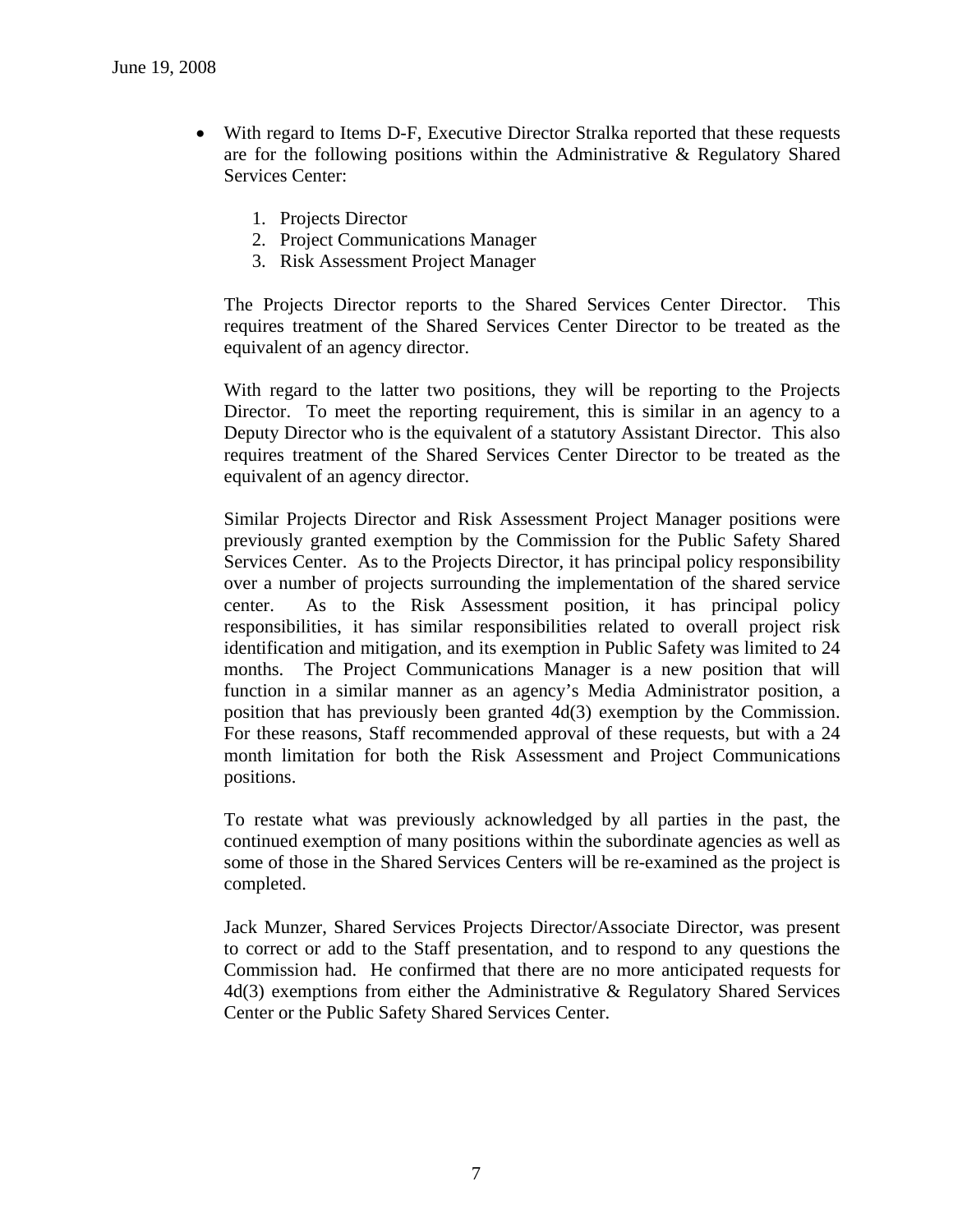- With regard to Items D-F, Executive Director Stralka reported that these requests are for the following positions within the Administrative & Regulatory Shared Services Center:

  1. Projects Director
  2. Project Communications Manager
  3. Risk Assessment Project Manager

  The Projects Director reports to the Shared Services Center Director. This requires treatment of the Shared Services Center Director to be treated as the equivalent of an agency director.

  With regard to the latter two positions, they will be reporting to the Projects Director. To meet the reporting requirement, this is similar in an agency to a Deputy Director who is the equivalent of a statutory Assistant Director. This also requires treatment of the Shared Services Center Director to be treated as the equivalent of an agency director.

  Similar Projects Director and Risk Assessment Project Manager positions were previously granted exemption by the Commission for the Public Safety Shared Services Center. As to the Projects Director, it has principal policy responsibility over a number of projects surrounding the implementation of the shared service center. As to the Risk Assessment position, it has principal policy responsibilities, it has similar responsibilities related to overall project risk identification and mitigation, and its exemption in Public Safety was limited to 24 months. The Project Communications Manager is a new position that will function in a similar manner as an agency's Media Administrator position, a position that has previously been granted 4d(3) exemption by the Commission. For these reasons, Staff recommended approval of these requests, but with a 24 month limitation for both the Risk Assessment and Project Communications positions.

  To restate what was previously acknowledged by all parties in the past, the continued exemption of many positions within the subordinate agencies as well as some of those in the Shared Services Centers will be re-examined as the project is completed.

  Jack Munzer, Shared Services Projects Director/Associate Director, was present to correct or add to the Staff presentation, and to respond to any questions the Commission had. He confirmed that there are no more anticipated requests for 4d(3) exemptions from either the Administrative & Regulatory Shared Services Center or the Public Safety Shared Services Center.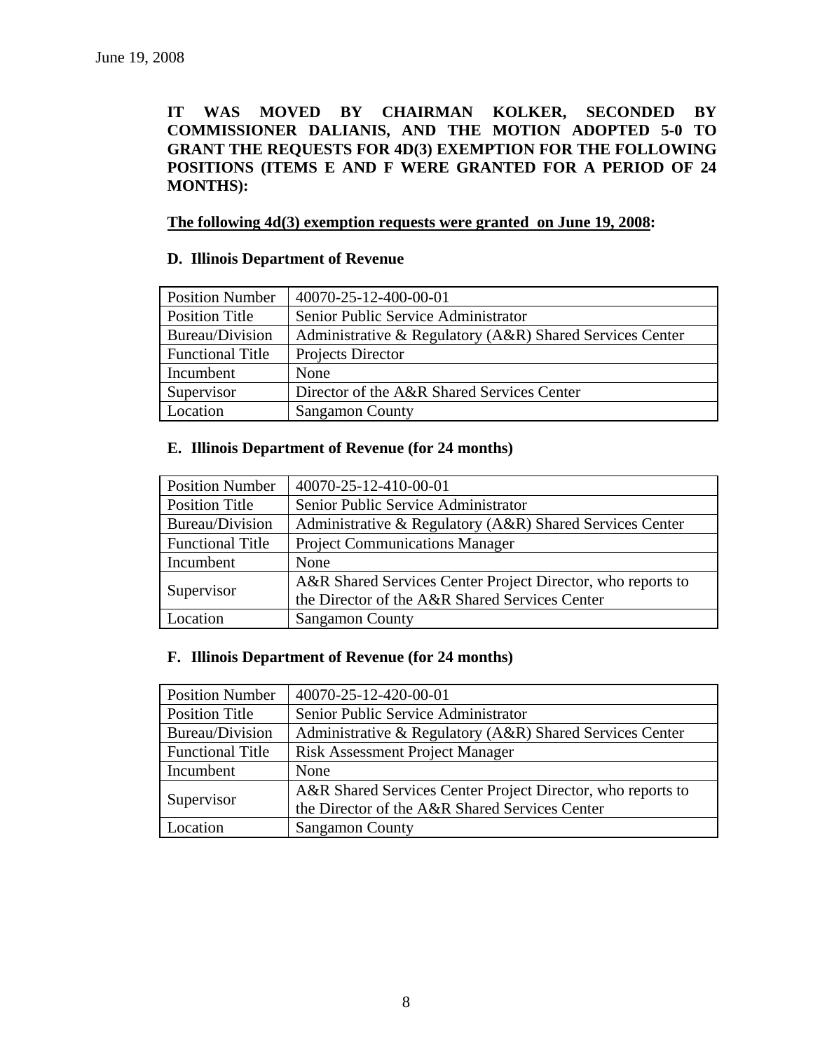June 19, 2008

**IT WAS MOVED BY CHAIRMAN KOLKER, SECONDED BY COMMISSIONER DALIANIS, AND THE MOTION ADOPTED 5-0 TO GRANT THE REQUESTS FOR 4D(3) EXEMPTION FOR THE FOLLOWING POSITIONS (ITEMS E AND F WERE GRANTED FOR A PERIOD OF 24 MONTHS):**

**The following 4d(3) exemption requests were granted on June 19, 2008:**

**D. Illinois Department of Revenue**

| Position Number | 40070-25-12-400-00-01 |
|---|---|
| Position Title | Senior Public Service Administrator |
| Bureau/Division | Administrative & Regulatory (A&R) Shared Services Center |
| Functional Title | Projects Director |
| Incumbent | None |
| Supervisor | Director of the A&R Shared Services Center |
| Location | Sangamon County |

**E. Illinois Department of Revenue (for 24 months)**

| Position Number | 40070-25-12-410-00-01 |
|---|---|
| Position Title | Senior Public Service Administrator |
| Bureau/Division | Administrative & Regulatory (A&R) Shared Services Center |
| Functional Title | Project Communications Manager |
| Incumbent | None |
| Supervisor | A&R Shared Services Center Project Director, who reports to the Director of the A&R Shared Services Center |
| Location | Sangamon County |

**F. Illinois Department of Revenue (for 24 months)**

| Position Number | 40070-25-12-420-00-01 |
|---|---|
| Position Title | Senior Public Service Administrator |
| Bureau/Division | Administrative & Regulatory (A&R) Shared Services Center |
| Functional Title | Risk Assessment Project Manager |
| Incumbent | None |
| Supervisor | A&R Shared Services Center Project Director, who reports to the Director of the A&R Shared Services Center |
| Location | Sangamon County |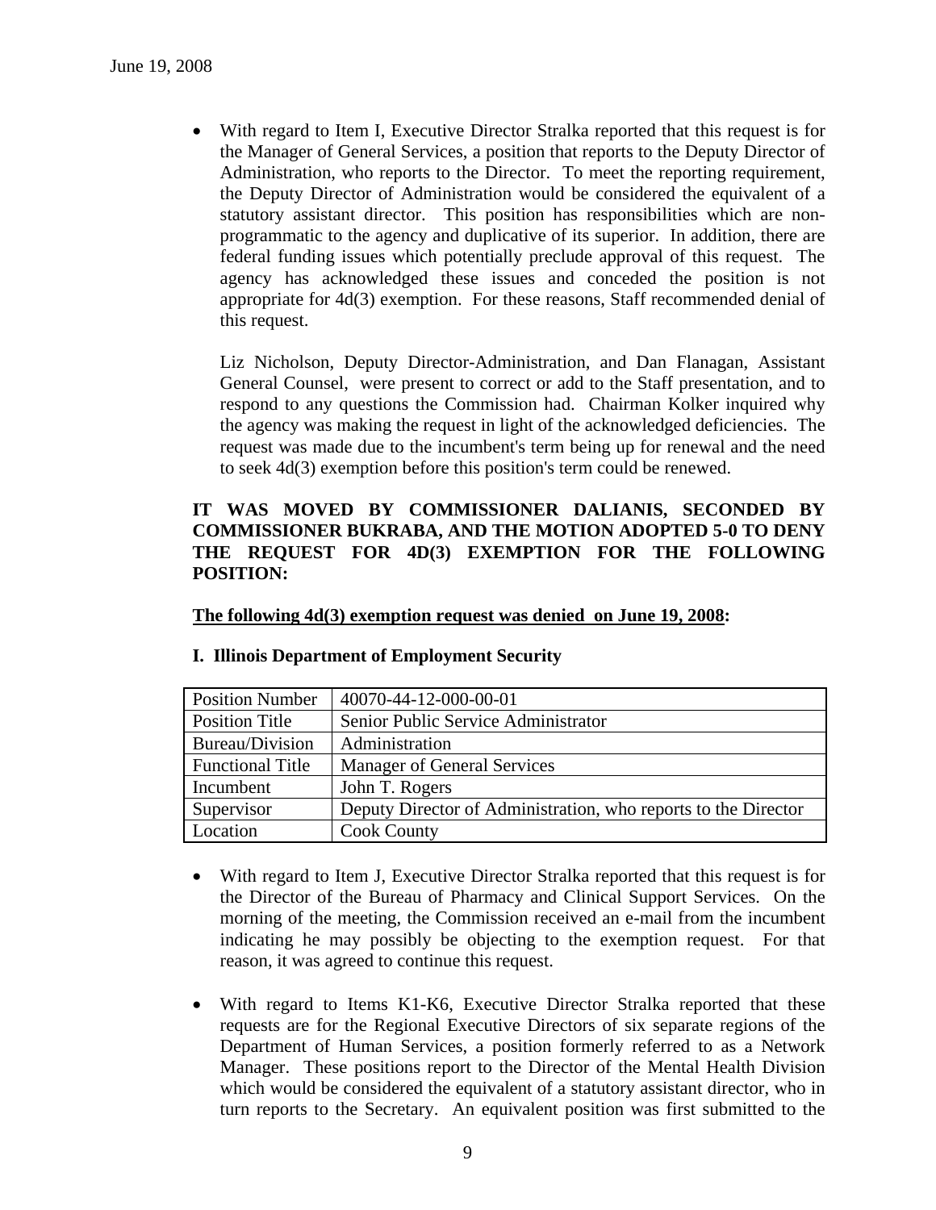- With regard to Item I, Executive Director Stralka reported that this request is for the Manager of General Services, a position that reports to the Deputy Director of Administration, who reports to the Director. To meet the reporting requirement, the Deputy Director of Administration would be considered the equivalent of a statutory assistant director. This position has responsibilities which are non-programmatic to the agency and duplicative of its superior. In addition, there are federal funding issues which potentially preclude approval of this request. The agency has acknowledged these issues and conceded the position is not appropriate for 4d(3) exemption. For these reasons, Staff recommended denial of this request.

  Liz Nicholson, Deputy Director-Administration, and Dan Flanagan, Assistant General Counsel, were present to correct or add to the Staff presentation, and to respond to any questions the Commission had. Chairman Kolker inquired why the agency was making the request in light of the acknowledged deficiencies. The request was made due to the incumbent's term being up for renewal and the need to seek 4d(3) exemption before this position's term could be renewed.

**IT WAS MOVED BY COMMISSIONER DALIANIS, SECONDED BY COMMISSIONER BUKRABA, AND THE MOTION ADOPTED 5-0 TO DENY THE REQUEST FOR 4D(3) EXEMPTION FOR THE FOLLOWING POSITION:**

**The following 4d(3) exemption request was denied on June 19, 2008:**

**I. Illinois Department of Employment Security**

| Position Number | 40070-44-12-000-00-01 |
|---|---|
| Position Title | Senior Public Service Administrator |
| Bureau/Division | Administration |
| Functional Title | Manager of General Services |
| Incumbent | John T. Rogers |
| Supervisor | Deputy Director of Administration, who reports to the Director |
| Location | Cook County |

- With regard to Item J, Executive Director Stralka reported that this request is for the Director of the Bureau of Pharmacy and Clinical Support Services. On the morning of the meeting, the Commission received an e-mail from the incumbent indicating he may possibly be objecting to the exemption request. For that reason, it was agreed to continue this request.

- With regard to Items K1-K6, Executive Director Stralka reported that these requests are for the Regional Executive Directors of six separate regions of the Department of Human Services, a position formerly referred to as a Network Manager. These positions report to the Director of the Mental Health Division which would be considered the equivalent of a statutory assistant director, who in turn reports to the Secretary. An equivalent position was first submitted to the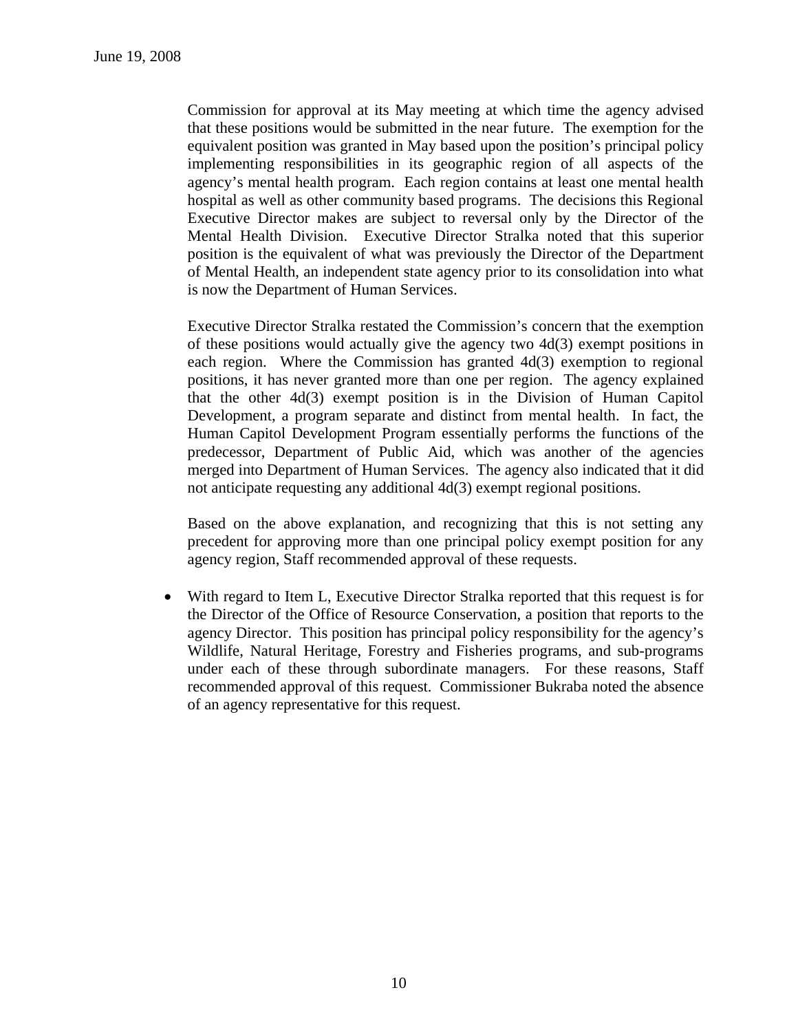Commission for approval at its May meeting at which time the agency advised that these positions would be submitted in the near future. The exemption for the equivalent position was granted in May based upon the position's principal policy implementing responsibilities in its geographic region of all aspects of the agency's mental health program. Each region contains at least one mental health hospital as well as other community based programs. The decisions this Regional Executive Director makes are subject to reversal only by the Director of the Mental Health Division. Executive Director Stralka noted that this superior position is the equivalent of what was previously the Director of the Department of Mental Health, an independent state agency prior to its consolidation into what is now the Department of Human Services.

Executive Director Stralka restated the Commission's concern that the exemption of these positions would actually give the agency two 4d(3) exempt positions in each region. Where the Commission has granted 4d(3) exemption to regional positions, it has never granted more than one per region. The agency explained that the other 4d(3) exempt position is in the Division of Human Capitol Development, a program separate and distinct from mental health. In fact, the Human Capitol Development Program essentially performs the functions of the predecessor, Department of Public Aid, which was another of the agencies merged into Department of Human Services. The agency also indicated that it did not anticipate requesting any additional 4d(3) exempt regional positions.

Based on the above explanation, and recognizing that this is not setting any precedent for approving more than one principal policy exempt position for any agency region, Staff recommended approval of these requests.

- With regard to Item L, Executive Director Stralka reported that this request is for the Director of the Office of Resource Conservation, a position that reports to the agency Director. This position has principal policy responsibility for the agency's Wildlife, Natural Heritage, Forestry and Fisheries programs, and sub-programs under each of these through subordinate managers. For these reasons, Staff recommended approval of this request. Commissioner Bukraba noted the absence of an agency representative for this request.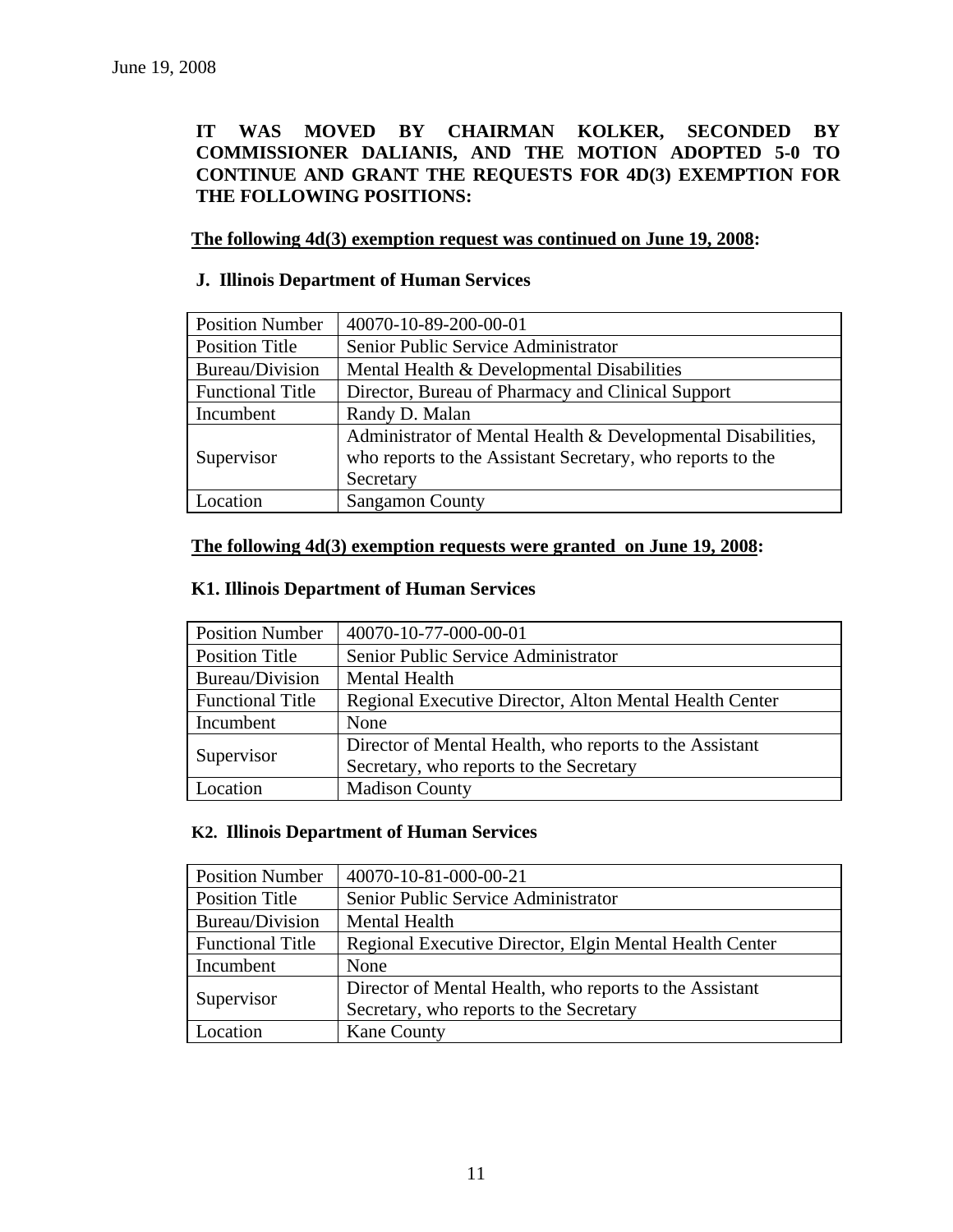June 19, 2008

**IT WAS MOVED BY CHAIRMAN KOLKER, SECONDED BY COMMISSIONER DALIANIS, AND THE MOTION ADOPTED 5-0 TO CONTINUE AND GRANT THE REQUESTS FOR 4D(3) EXEMPTION FOR THE FOLLOWING POSITIONS:**

**<u>The following 4d(3) exemption request was continued on June 19, 2008</u>:**

**J. Illinois Department of Human Services**

| Position Number | 40070-10-89-200-00-01 |
|---|---|
| Position Title | Senior Public Service Administrator |
| Bureau/Division | Mental Health & Developmental Disabilities |
| Functional Title | Director, Bureau of Pharmacy and Clinical Support |
| Incumbent | Randy D. Malan |
| Supervisor | Administrator of Mental Health & Developmental Disabilities, who reports to the Assistant Secretary, who reports to the Secretary |
| Location | Sangamon County |

**<u>The following 4d(3) exemption requests were granted on June 19, 2008</u>:**

**K1. Illinois Department of Human Services**

| Position Number | 40070-10-77-000-00-01 |
|---|---|
| Position Title | Senior Public Service Administrator |
| Bureau/Division | Mental Health |
| Functional Title | Regional Executive Director, Alton Mental Health Center |
| Incumbent | None |
| Supervisor | Director of Mental Health, who reports to the Assistant Secretary, who reports to the Secretary |
| Location | Madison County |

**K2. Illinois Department of Human Services**

| Position Number | 40070-10-81-000-00-21 |
|---|---|
| Position Title | Senior Public Service Administrator |
| Bureau/Division | Mental Health |
| Functional Title | Regional Executive Director, Elgin Mental Health Center |
| Incumbent | None |
| Supervisor | Director of Mental Health, who reports to the Assistant Secretary, who reports to the Secretary |
| Location | Kane County |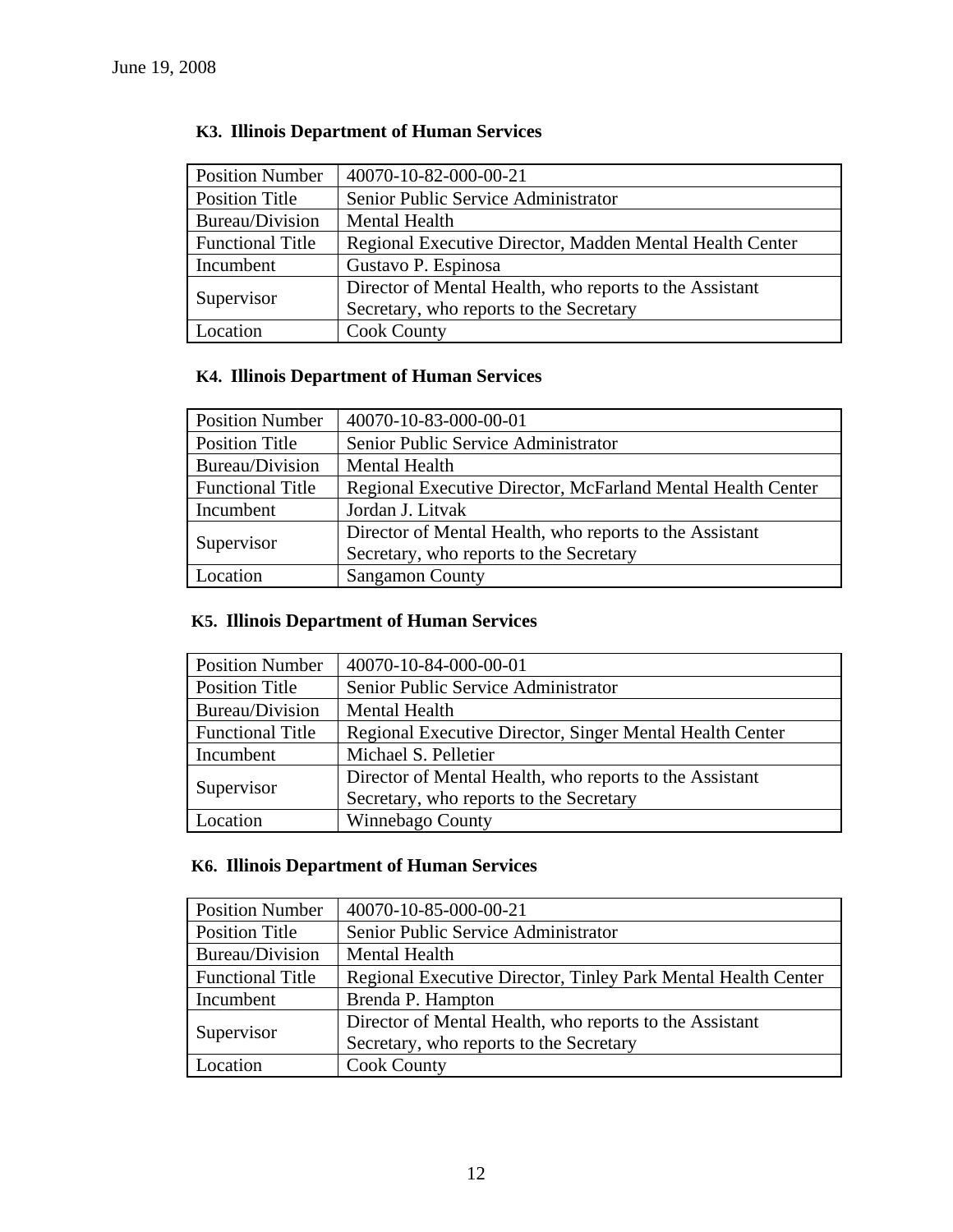June 19, 2008

**K3. Illinois Department of Human Services**

| | |
|---|---|
| Position Number | 40070-10-82-000-00-21 |
| Position Title | Senior Public Service Administrator |
| Bureau/Division | Mental Health |
| Functional Title | Regional Executive Director, Madden Mental Health Center |
| Incumbent | Gustavo P. Espinosa |
| Supervisor | Director of Mental Health, who reports to the Assistant Secretary, who reports to the Secretary |
| Location | Cook County |

**K4. Illinois Department of Human Services**

| | |
|---|---|
| Position Number | 40070-10-83-000-00-01 |
| Position Title | Senior Public Service Administrator |
| Bureau/Division | Mental Health |
| Functional Title | Regional Executive Director, McFarland Mental Health Center |
| Incumbent | Jordan J. Litvak |
| Supervisor | Director of Mental Health, who reports to the Assistant Secretary, who reports to the Secretary |
| Location | Sangamon County |

**K5. Illinois Department of Human Services**

| | |
|---|---|
| Position Number | 40070-10-84-000-00-01 |
| Position Title | Senior Public Service Administrator |
| Bureau/Division | Mental Health |
| Functional Title | Regional Executive Director, Singer Mental Health Center |
| Incumbent | Michael S. Pelletier |
| Supervisor | Director of Mental Health, who reports to the Assistant Secretary, who reports to the Secretary |
| Location | Winnebago County |

**K6. Illinois Department of Human Services**

| | |
|---|---|
| Position Number | 40070-10-85-000-00-21 |
| Position Title | Senior Public Service Administrator |
| Bureau/Division | Mental Health |
| Functional Title | Regional Executive Director, Tinley Park Mental Health Center |
| Incumbent | Brenda P. Hampton |
| Supervisor | Director of Mental Health, who reports to the Assistant Secretary, who reports to the Secretary |
| Location | Cook County |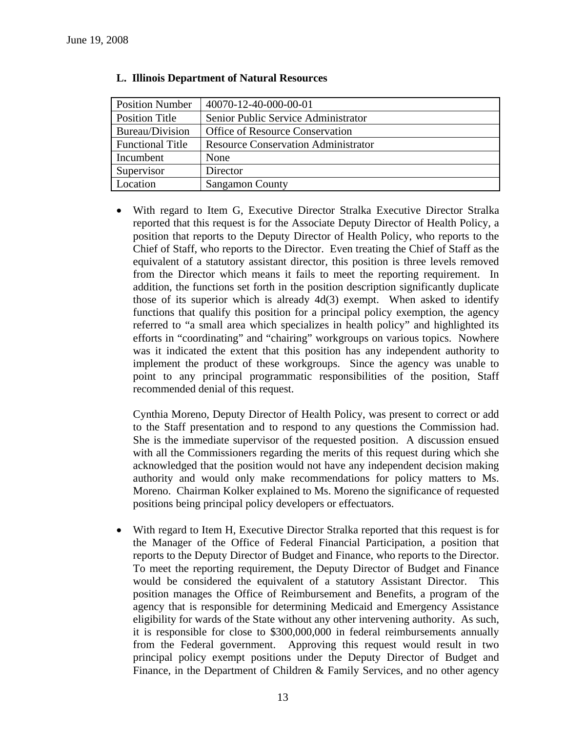**L. Illinois Department of Natural Resources**

| Position Number | 40070-12-40-000-00-01 |
|---|---|
| Position Title | Senior Public Service Administrator |
| Bureau/Division | Office of Resource Conservation |
| Functional Title | Resource Conservation Administrator |
| Incumbent | None |
| Supervisor | Director |
| Location | Sangamon County |

- With regard to Item G, Executive Director Stralka Executive Director Stralka reported that this request is for the Associate Deputy Director of Health Policy, a position that reports to the Deputy Director of Health Policy, who reports to the Chief of Staff, who reports to the Director. Even treating the Chief of Staff as the equivalent of a statutory assistant director, this position is three levels removed from the Director which means it fails to meet the reporting requirement. In addition, the functions set forth in the position description significantly duplicate those of its superior which is already 4d(3) exempt. When asked to identify functions that qualify this position for a principal policy exemption, the agency referred to "a small area which specializes in health policy" and highlighted its efforts in "coordinating" and "chairing" workgroups on various topics. Nowhere was it indicated the extent that this position has any independent authority to implement the product of these workgroups. Since the agency was unable to point to any principal programmatic responsibilities of the position, Staff recommended denial of this request.

  Cynthia Moreno, Deputy Director of Health Policy, was present to correct or add to the Staff presentation and to respond to any questions the Commission had. She is the immediate supervisor of the requested position. A discussion ensued with all the Commissioners regarding the merits of this request during which she acknowledged that the position would not have any independent decision making authority and would only make recommendations for policy matters to Ms. Moreno. Chairman Kolker explained to Ms. Moreno the significance of requested positions being principal policy developers or effectuators.

- With regard to Item H, Executive Director Stralka reported that this request is for the Manager of the Office of Federal Financial Participation, a position that reports to the Deputy Director of Budget and Finance, who reports to the Director. To meet the reporting requirement, the Deputy Director of Budget and Finance would be considered the equivalent of a statutory Assistant Director. This position manages the Office of Reimbursement and Benefits, a program of the agency that is responsible for determining Medicaid and Emergency Assistance eligibility for wards of the State without any other intervening authority. As such, it is responsible for close to $300,000,000 in federal reimbursements annually from the Federal government. Approving this request would result in two principal policy exempt positions under the Deputy Director of Budget and Finance, in the Department of Children & Family Services, and no other agency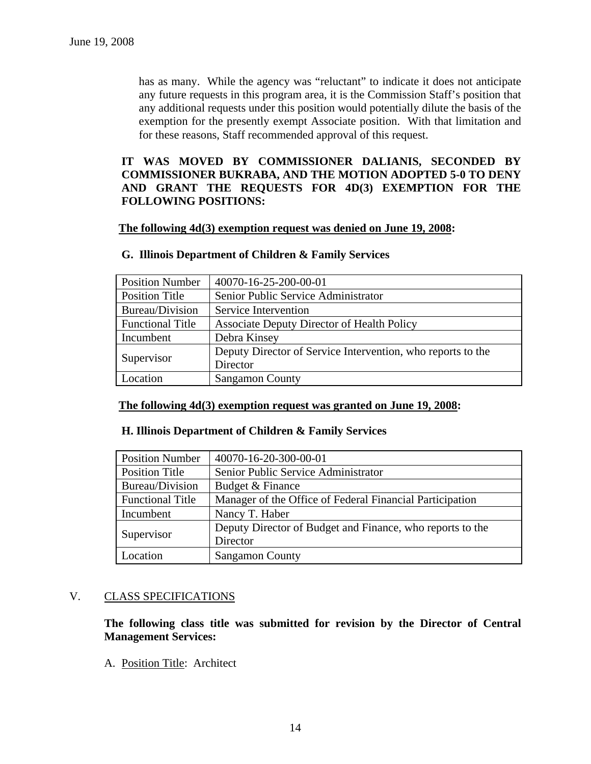has as many. While the agency was "reluctant" to indicate it does not anticipate any future requests in this program area, it is the Commission Staff's position that any additional requests under this position would potentially dilute the basis of the exemption for the presently exempt Associate position. With that limitation and for these reasons, Staff recommended approval of this request.

**IT WAS MOVED BY COMMISSIONER DALIANIS, SECONDED BY COMMISSIONER BUKRABA, AND THE MOTION ADOPTED 5-0 TO DENY AND GRANT THE REQUESTS FOR 4D(3) EXEMPTION FOR THE FOLLOWING POSITIONS:**

**The following 4d(3) exemption request was denied on June 19, 2008:**

**G. Illinois Department of Children & Family Services**

| Position Number | 40070-16-25-200-00-01 |
|---|---|
| Position Title | Senior Public Service Administrator |
| Bureau/Division | Service Intervention |
| Functional Title | Associate Deputy Director of Health Policy |
| Incumbent | Debra Kinsey |
| Supervisor | Deputy Director of Service Intervention, who reports to the Director |
| Location | Sangamon County |

**The following 4d(3) exemption request was granted on June 19, 2008:**

**H. Illinois Department of Children & Family Services**

| Position Number | 40070-16-20-300-00-01 |
|---|---|
| Position Title | Senior Public Service Administrator |
| Bureau/Division | Budget & Finance |
| Functional Title | Manager of the Office of Federal Financial Participation |
| Incumbent | Nancy T. Haber |
| Supervisor | Deputy Director of Budget and Finance, who reports to the Director |
| Location | Sangamon County |

## V. CLASS SPECIFICATIONS

**The following class title was submitted for revision by the Director of Central Management Services:**

A. Position Title: Architect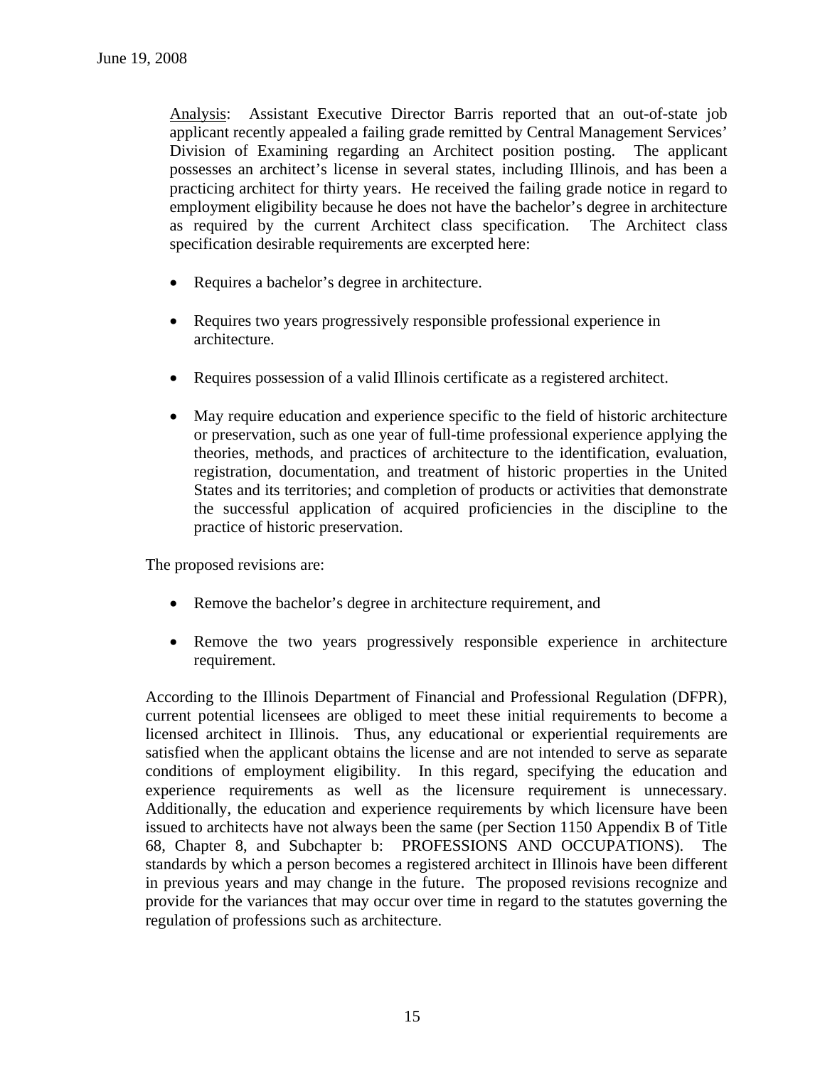Analysis: Assistant Executive Director Barris reported that an out-of-state job applicant recently appealed a failing grade remitted by Central Management Services' Division of Examining regarding an Architect position posting. The applicant possesses an architect's license in several states, including Illinois, and has been a practicing architect for thirty years. He received the failing grade notice in regard to employment eligibility because he does not have the bachelor's degree in architecture as required by the current Architect class specification. The Architect class specification desirable requirements are excerpted here:

- Requires a bachelor's degree in architecture.
- Requires two years progressively responsible professional experience in architecture.
- Requires possession of a valid Illinois certificate as a registered architect.
- May require education and experience specific to the field of historic architecture or preservation, such as one year of full-time professional experience applying the theories, methods, and practices of architecture to the identification, evaluation, registration, documentation, and treatment of historic properties in the United States and its territories; and completion of products or activities that demonstrate the successful application of acquired proficiencies in the discipline to the practice of historic preservation.

The proposed revisions are:

- Remove the bachelor's degree in architecture requirement, and
- Remove the two years progressively responsible experience in architecture requirement.

According to the Illinois Department of Financial and Professional Regulation (DFPR), current potential licensees are obliged to meet these initial requirements to become a licensed architect in Illinois. Thus, any educational or experiential requirements are satisfied when the applicant obtains the license and are not intended to serve as separate conditions of employment eligibility. In this regard, specifying the education and experience requirements as well as the licensure requirement is unnecessary. Additionally, the education and experience requirements by which licensure have been issued to architects have not always been the same (per Section 1150 Appendix B of Title 68, Chapter 8, and Subchapter b: PROFESSIONS AND OCCUPATIONS). The standards by which a person becomes a registered architect in Illinois have been different in previous years and may change in the future. The proposed revisions recognize and provide for the variances that may occur over time in regard to the statutes governing the regulation of professions such as architecture.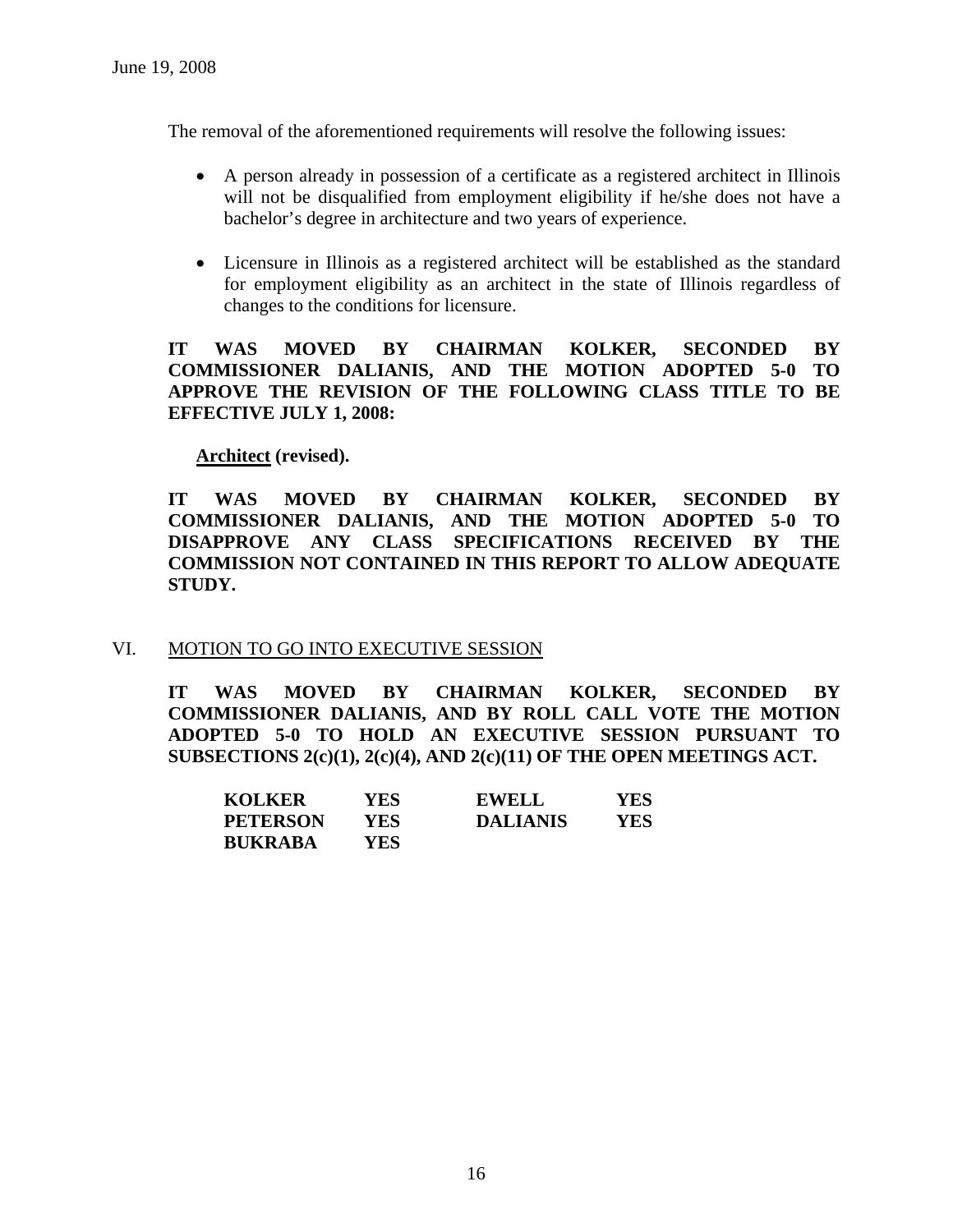The removal of the aforementioned requirements will resolve the following issues:

- A person already in possession of a certificate as a registered architect in Illinois will not be disqualified from employment eligibility if he/she does not have a bachelor's degree in architecture and two years of experience.

- Licensure in Illinois as a registered architect will be established as the standard for employment eligibility as an architect in the state of Illinois regardless of changes to the conditions for licensure.

**IT WAS MOVED BY CHAIRMAN KOLKER, SECONDED BY COMMISSIONER DALIANIS, AND THE MOTION ADOPTED 5-0 TO APPROVE THE REVISION OF THE FOLLOWING CLASS TITLE TO BE EFFECTIVE JULY 1, 2008:**

**Architect (revised).**

**IT WAS MOVED BY CHAIRMAN KOLKER, SECONDED BY COMMISSIONER DALIANIS, AND THE MOTION ADOPTED 5-0 TO DISAPPROVE ANY CLASS SPECIFICATIONS RECEIVED BY THE COMMISSION NOT CONTAINED IN THIS REPORT TO ALLOW ADEQUATE STUDY.**

VI. MOTION TO GO INTO EXECUTIVE SESSION

**IT WAS MOVED BY CHAIRMAN KOLKER, SECONDED BY COMMISSIONER DALIANIS, AND BY ROLL CALL VOTE THE MOTION ADOPTED 5-0 TO HOLD AN EXECUTIVE SESSION PURSUANT TO SUBSECTIONS 2(c)(1), 2(c)(4), AND 2(c)(11) OF THE OPEN MEETINGS ACT.**

| | | | |
|---|---|---|---|
| **KOLKER** | **YES** | **EWELL** | **YES** |
| **PETERSON** | **YES** | **DALIANIS** | **YES** |
| **BUKRABA** | **YES** | | |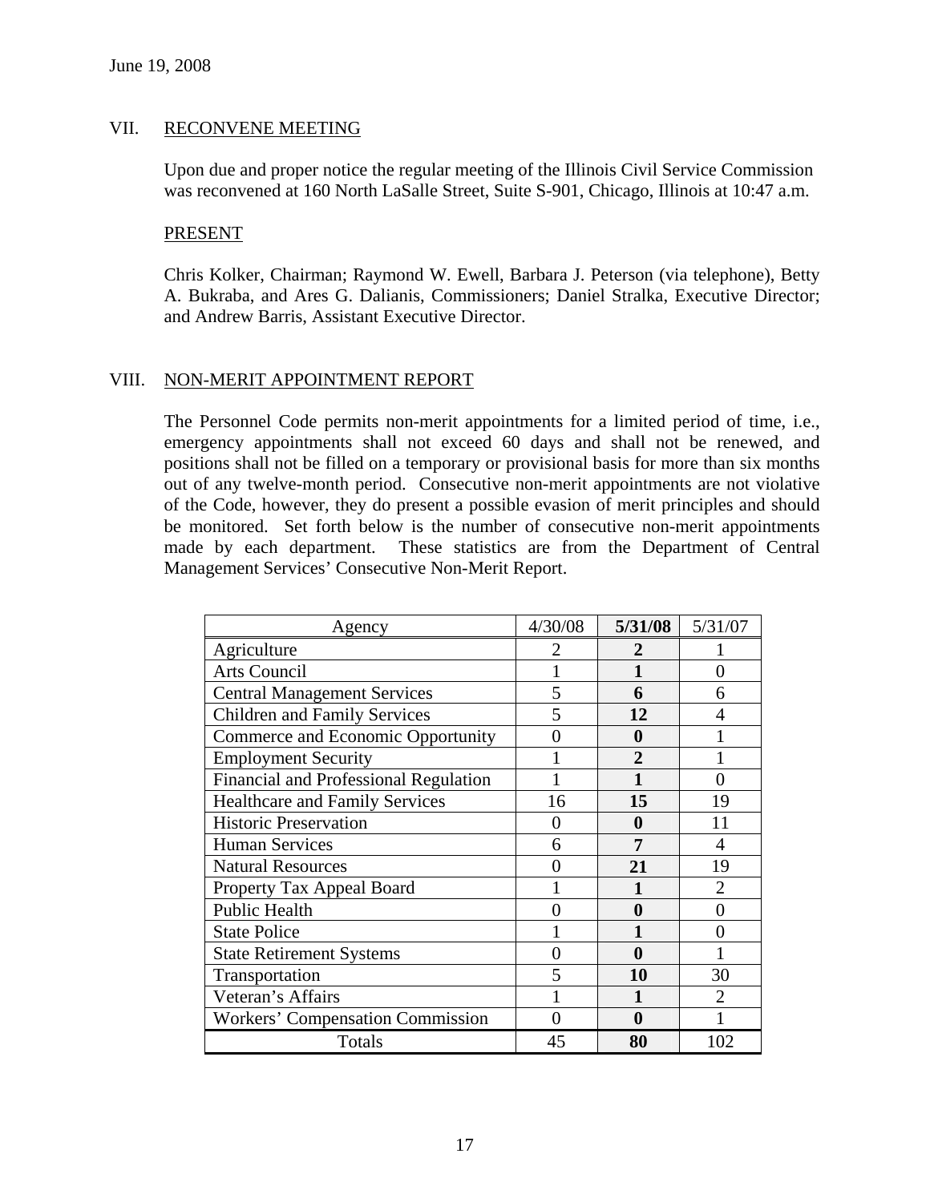June 19, 2008

## VII. RECONVENE MEETING

Upon due and proper notice the regular meeting of the Illinois Civil Service Commission was reconvened at 160 North LaSalle Street, Suite S-901, Chicago, Illinois at 10:47 a.m.

### PRESENT

Chris Kolker, Chairman; Raymond W. Ewell, Barbara J. Peterson (via telephone), Betty A. Bukraba, and Ares G. Dalianis, Commissioners; Daniel Stralka, Executive Director; and Andrew Barris, Assistant Executive Director.

## VIII. NON-MERIT APPOINTMENT REPORT

The Personnel Code permits non-merit appointments for a limited period of time, i.e., emergency appointments shall not exceed 60 days and shall not be renewed, and positions shall not be filled on a temporary or provisional basis for more than six months out of any twelve-month period. Consecutive non-merit appointments are not violative of the Code, however, they do present a possible evasion of merit principles and should be monitored. Set forth below is the number of consecutive non-merit appointments made by each department. These statistics are from the Department of Central Management Services' Consecutive Non-Merit Report.

| Agency | 4/30/08 | **5/31/08** | 5/31/07 |
|---|---|---|---|
| Agriculture | 2 | **2** | 1 |
| Arts Council | 1 | **1** | 0 |
| Central Management Services | 5 | **6** | 6 |
| Children and Family Services | 5 | **12** | 4 |
| Commerce and Economic Opportunity | 0 | **0** | 1 |
| Employment Security | 1 | **2** | 1 |
| Financial and Professional Regulation | 1 | **1** | 0 |
| Healthcare and Family Services | 16 | **15** | 19 |
| Historic Preservation | 0 | **0** | 11 |
| Human Services | 6 | **7** | 4 |
| Natural Resources | 0 | **21** | 19 |
| Property Tax Appeal Board | 1 | **1** | 2 |
| Public Health | 0 | **0** | 0 |
| State Police | 1 | **1** | 0 |
| State Retirement Systems | 0 | **0** | 1 |
| Transportation | 5 | **10** | 30 |
| Veteran's Affairs | 1 | **1** | 2 |
| Workers' Compensation Commission | 0 | **0** | 1 |
| Totals | 45 | **80** | 102 |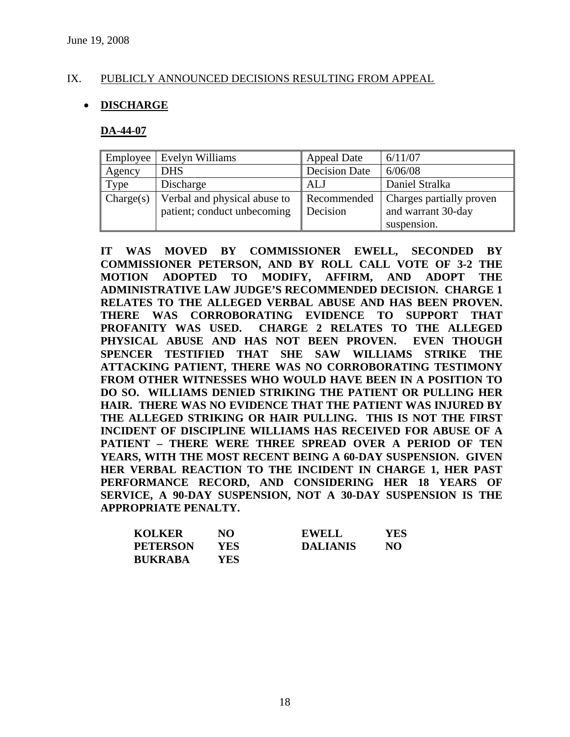## IX. PUBLICLY ANNOUNCED DECISIONS RESULTING FROM APPEAL

- **DISCHARGE**

### DA-44-07

| Employee | Evelyn Williams | Appeal Date | 6/11/07 |
|---|---|---|---|
| Agency | DHS | Decision Date | 6/06/08 |
| Type | Discharge | ALJ | Daniel Stralka |
| Charge(s) | Verbal and physical abuse to patient; conduct unbecoming | Recommended Decision | Charges partially proven and warrant 30-day suspension. |

**IT WAS MOVED BY COMMISSIONER EWELL, SECONDED BY COMMISSIONER PETERSON, AND BY ROLL CALL VOTE OF 3-2 THE MOTION ADOPTED TO MODIFY, AFFIRM, AND ADOPT THE ADMINISTRATIVE LAW JUDGE'S RECOMMENDED DECISION. CHARGE 1 RELATES TO THE ALLEGED VERBAL ABUSE AND HAS BEEN PROVEN. THERE WAS CORROBORATING EVIDENCE TO SUPPORT THAT PROFANITY WAS USED. CHARGE 2 RELATES TO THE ALLEGED PHYSICAL ABUSE AND HAS NOT BEEN PROVEN. EVEN THOUGH SPENCER TESTIFIED THAT SHE SAW WILLIAMS STRIKE THE ATTACKING PATIENT, THERE WAS NO CORROBORATING TESTIMONY FROM OTHER WITNESSES WHO WOULD HAVE BEEN IN A POSITION TO DO SO. WILLIAMS DENIED STRIKING THE PATIENT OR PULLING HER HAIR. THERE WAS NO EVIDENCE THAT THE PATIENT WAS INJURED BY THE ALLEGED STRIKING OR HAIR PULLING. THIS IS NOT THE FIRST INCIDENT OF DISCIPLINE WILLIAMS HAS RECEIVED FOR ABUSE OF A PATIENT – THERE WERE THREE SPREAD OVER A PERIOD OF TEN YEARS, WITH THE MOST RECENT BEING A 60-DAY SUSPENSION. GIVEN HER VERBAL REACTION TO THE INCIDENT IN CHARGE 1, HER PAST PERFORMANCE RECORD, AND CONSIDERING HER 18 YEARS OF SERVICE, A 90-DAY SUSPENSION, NOT A 30-DAY SUSPENSION IS THE APPROPRIATE PENALTY.**

| | | | |
|---|---|---|---|
| **KOLKER** | **NO** | **EWELL** | **YES** |
| **PETERSON** | **YES** | **DALIANIS** | **NO** |
| **BUKRABA** | **YES** | | |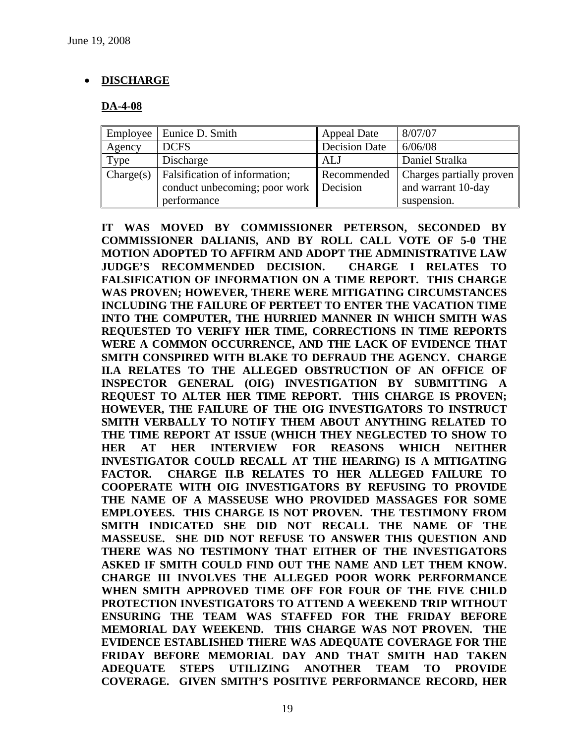June 19, 2008

- **DISCHARGE**

**DA-4-08**

| Employee | Eunice D. Smith | Appeal Date | 8/07/07 |
|---|---|---|---|
| Agency | DCFS | Decision Date | 6/06/08 |
| Type | Discharge | ALJ | Daniel Stralka |
| Charge(s) | Falsification of information; conduct unbecoming; poor work performance | Recommended Decision | Charges partially proven and warrant 10-day suspension. |

**IT WAS MOVED BY COMMISSIONER PETERSON, SECONDED BY COMMISSIONER DALIANIS, AND BY ROLL CALL VOTE OF 5-0 THE MOTION ADOPTED TO AFFIRM AND ADOPT THE ADMINISTRATIVE LAW JUDGE'S RECOMMENDED DECISION. CHARGE I RELATES TO FALSIFICATION OF INFORMATION ON A TIME REPORT. THIS CHARGE WAS PROVEN; HOWEVER, THERE WERE MITIGATING CIRCUMSTANCES INCLUDING THE FAILURE OF PERTEET TO ENTER THE VACATION TIME INTO THE COMPUTER, THE HURRIED MANNER IN WHICH SMITH WAS REQUESTED TO VERIFY HER TIME, CORRECTIONS IN TIME REPORTS WERE A COMMON OCCURRENCE, AND THE LACK OF EVIDENCE THAT SMITH CONSPIRED WITH BLAKE TO DEFRAUD THE AGENCY. CHARGE II.A RELATES TO THE ALLEGED OBSTRUCTION OF AN OFFICE OF INSPECTOR GENERAL (OIG) INVESTIGATION BY SUBMITTING A REQUEST TO ALTER HER TIME REPORT. THIS CHARGE IS PROVEN; HOWEVER, THE FAILURE OF THE OIG INVESTIGATORS TO INSTRUCT SMITH VERBALLY TO NOTIFY THEM ABOUT ANYTHING RELATED TO THE TIME REPORT AT ISSUE (WHICH THEY NEGLECTED TO SHOW TO HER AT HER INTERVIEW FOR REASONS WHICH NEITHER INVESTIGATOR COULD RECALL AT THE HEARING) IS A MITIGATING FACTOR. CHARGE II.B RELATES TO HER ALLEGED FAILURE TO COOPERATE WITH OIG INVESTIGATORS BY REFUSING TO PROVIDE THE NAME OF A MASSEUSE WHO PROVIDED MASSAGES FOR SOME EMPLOYEES. THIS CHARGE IS NOT PROVEN. THE TESTIMONY FROM SMITH INDICATED SHE DID NOT RECALL THE NAME OF THE MASSEUSE. SHE DID NOT REFUSE TO ANSWER THIS QUESTION AND THERE WAS NO TESTIMONY THAT EITHER OF THE INVESTIGATORS ASKED IF SMITH COULD FIND OUT THE NAME AND LET THEM KNOW. CHARGE III INVOLVES THE ALLEGED POOR WORK PERFORMANCE WHEN SMITH APPROVED TIME OFF FOR FOUR OF THE FIVE CHILD PROTECTION INVESTIGATORS TO ATTEND A WEEKEND TRIP WITHOUT ENSURING THE TEAM WAS STAFFED FOR THE FRIDAY BEFORE MEMORIAL DAY WEEKEND. THIS CHARGE WAS NOT PROVEN. THE EVIDENCE ESTABLISHED THERE WAS ADEQUATE COVERAGE FOR THE FRIDAY BEFORE MEMORIAL DAY AND THAT SMITH HAD TAKEN ADEQUATE STEPS UTILIZING ANOTHER TEAM TO PROVIDE COVERAGE. GIVEN SMITH'S POSITIVE PERFORMANCE RECORD, HER**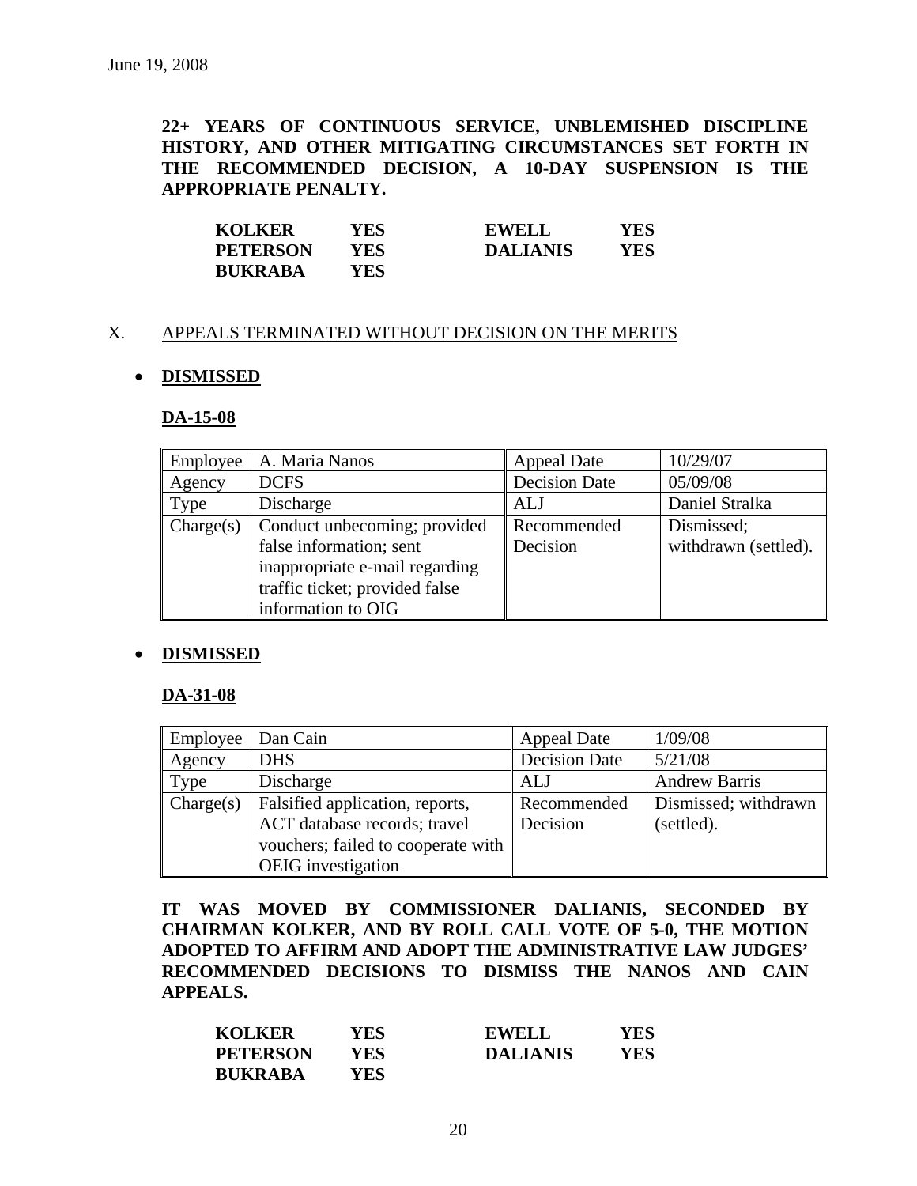June 19, 2008

**22+ YEARS OF CONTINUOUS SERVICE, UNBLEMISHED DISCIPLINE HISTORY, AND OTHER MITIGATING CIRCUMSTANCES SET FORTH IN THE RECOMMENDED DECISION, A 10-DAY SUSPENSION IS THE APPROPRIATE PENALTY.**

| | | | |
|---|---|---|---|
| **KOLKER** | **YES** | **EWELL** | **YES** |
| **PETERSON** | **YES** | **DALIANIS** | **YES** |
| **BUKRABA** | **YES** | | |

X. APPEALS TERMINATED WITHOUT DECISION ON THE MERITS

- **DISMISSED**

**DA-15-08**

| Employee | A. Maria Nanos | Appeal Date | 10/29/07 |
|---|---|---|---|
| Agency | DCFS | Decision Date | 05/09/08 |
| Type | Discharge | ALJ | Daniel Stralka |
| Charge(s) | Conduct unbecoming; provided false information; sent inappropriate e-mail regarding traffic ticket; provided false information to OIG | Recommended Decision | Dismissed; withdrawn (settled). |

- **DISMISSED**

**DA-31-08**

| Employee | Dan Cain | Appeal Date | 1/09/08 |
|---|---|---|---|
| Agency | DHS | Decision Date | 5/21/08 |
| Type | Discharge | ALJ | Andrew Barris |
| Charge(s) | Falsified application, reports, ACT database records; travel vouchers; failed to cooperate with OEIG investigation | Recommended Decision | Dismissed; withdrawn (settled). |

**IT WAS MOVED BY COMMISSIONER DALIANIS, SECONDED BY CHAIRMAN KOLKER, AND BY ROLL CALL VOTE OF 5-0, THE MOTION ADOPTED TO AFFIRM AND ADOPT THE ADMINISTRATIVE LAW JUDGES' RECOMMENDED DECISIONS TO DISMISS THE NANOS AND CAIN APPEALS.**

| | | | |
|---|---|---|---|
| **KOLKER** | **YES** | **EWELL** | **YES** |
| **PETERSON** | **YES** | **DALIANIS** | **YES** |
| **BUKRABA** | **YES** | | |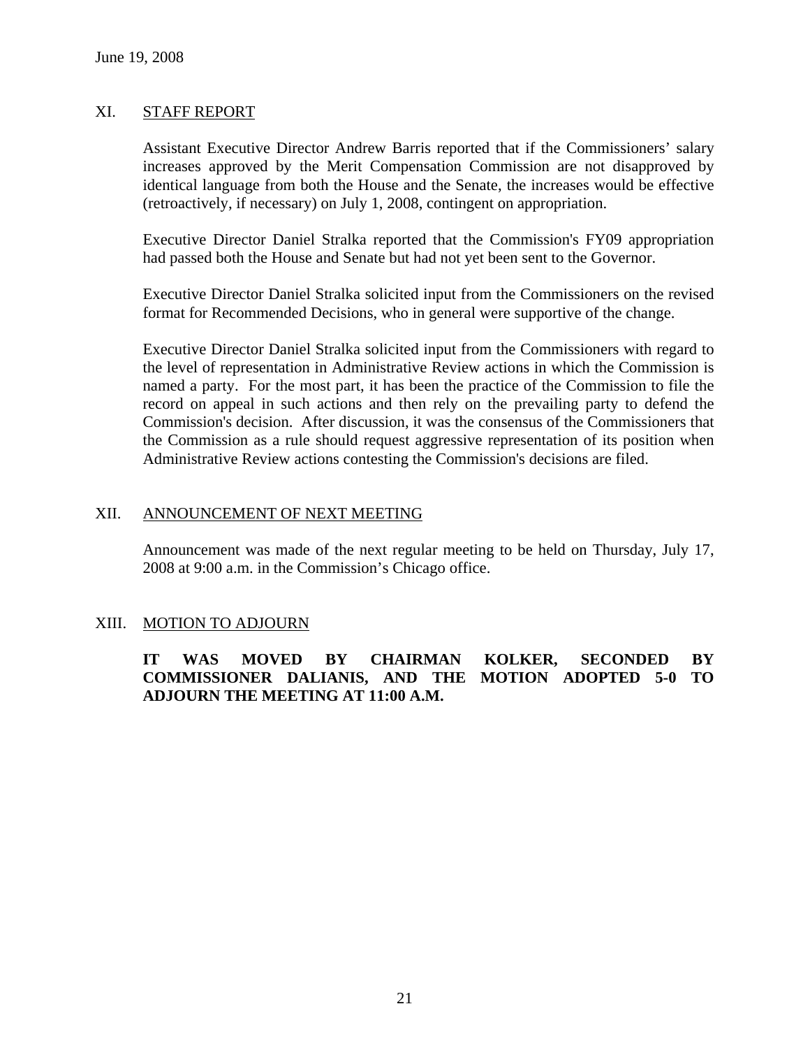June 19, 2008

## XI. STAFF REPORT

Assistant Executive Director Andrew Barris reported that if the Commissioners' salary increases approved by the Merit Compensation Commission are not disapproved by identical language from both the House and the Senate, the increases would be effective (retroactively, if necessary) on July 1, 2008, contingent on appropriation.

Executive Director Daniel Stralka reported that the Commission's FY09 appropriation had passed both the House and Senate but had not yet been sent to the Governor.

Executive Director Daniel Stralka solicited input from the Commissioners on the revised format for Recommended Decisions, who in general were supportive of the change.

Executive Director Daniel Stralka solicited input from the Commissioners with regard to the level of representation in Administrative Review actions in which the Commission is named a party. For the most part, it has been the practice of the Commission to file the record on appeal in such actions and then rely on the prevailing party to defend the Commission's decision. After discussion, it was the consensus of the Commissioners that the Commission as a rule should request aggressive representation of its position when Administrative Review actions contesting the Commission's decisions are filed.

## XII. ANNOUNCEMENT OF NEXT MEETING

Announcement was made of the next regular meeting to be held on Thursday, July 17, 2008 at 9:00 a.m. in the Commission's Chicago office.

## XIII. MOTION TO ADJOURN

**IT WAS MOVED BY CHAIRMAN KOLKER, SECONDED BY COMMISSIONER DALIANIS, AND THE MOTION ADOPTED 5-0 TO ADJOURN THE MEETING AT 11:00 A.M.**